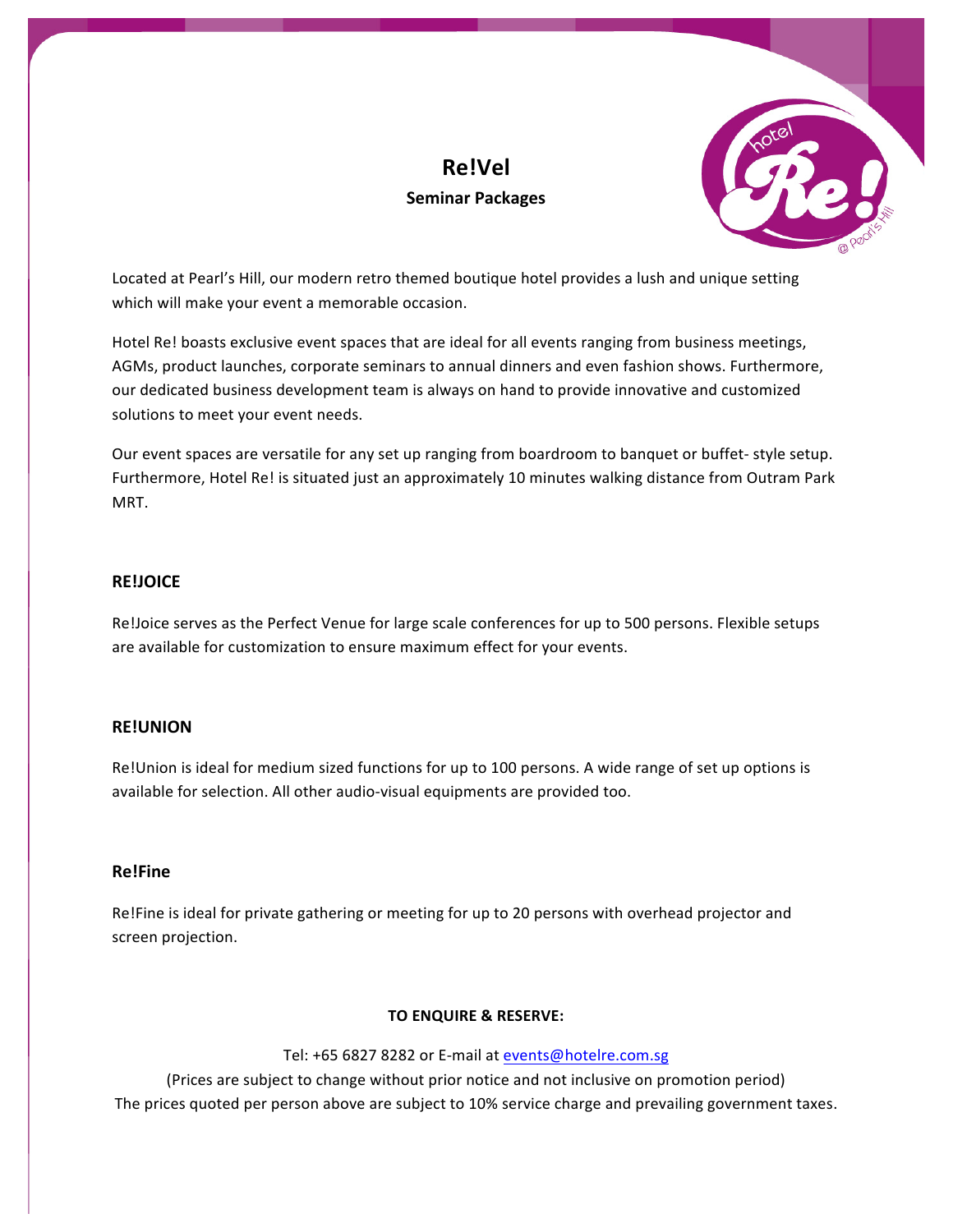# Re!Vel

## Seminar Packages

Located at Pearl's Hill, our modern retro themed boutique hotel provides a lush and unique setting which will make your event a memorable occasion.

Hotel Re! boasts exclusive event spaces that are ideal for all events ranging from business meetings, AGMs, product launches, corporate seminars to annual dinners and even fashion shows. Furthermore, our dedicated business development team is always on hand to provide innovative and customized solutions to meet your event needs.

Our event spaces are versatile for any set up ranging from boardroom to banquet or buffet- style setup. Furthermore, Hotel Re! is situated just an approximately 10 minutes walking distance from Outram Park MRT.

### RE!JOICE

Re!Joice serves as the Perfect Venue for large scale conferences for up to 500 persons. Flexible setups are available for customization to ensure maximum effect for your events.

### RE!UNION

Re!Union is ideal for medium sized functions for up to 100 persons. A wide range of set up options is available for selection. All other audio-visual equipments are provided too.

### Re!Fine

Re!Fine is ideal for private gathering or meeting for up to 20 persons with overhead projector and screen projection.

**TO ENQUIRE & RESERVE:**

Tel: +65 6827 8282 or E-mail at events@hotelre.com.sg

(Prices are subject to change without prior notice and not inclusive on promotion period)

The prices quoted per person above are subject to 10% service charge and prevailing government taxes.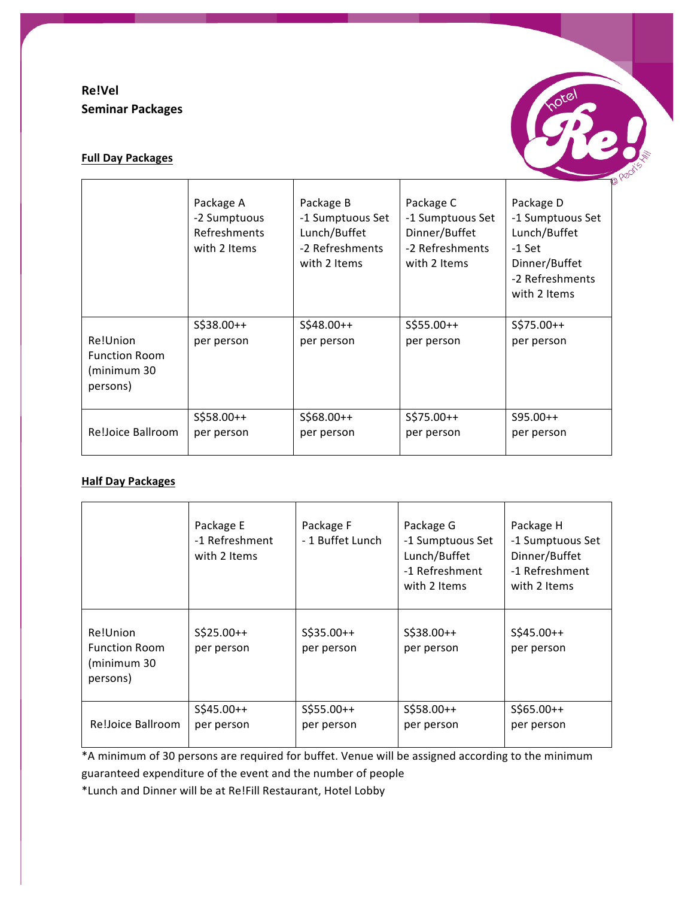**Re!Vel**
**Seminar Packages**

**Full Day Packages**

| | Package A<br>-2 Sumptuous Refreshments with 2 Items | Package B<br>-1 Sumptuous Set Lunch/Buffet<br>-2 Refreshments with 2 Items | Package C<br>-1 Sumptuous Set Dinner/Buffet<br>-2 Refreshments with 2 Items | Package D<br>-1 Sumptuous Set Lunch/Buffet<br>-1 Set Dinner/Buffet<br>-2 Refreshments with 2 Items |
|---|---|---|---|---|
| Re!Union Function Room (minimum 30 persons) | S$38.00++ per person | S$48.00++ per person | S$55.00++ per person | S$75.00++ per person |
| Re!Joice Ballroom | S$58.00++ per person | S$68.00++ per person | S$75.00++ per person | S95.00++ per person |

**Half Day Packages**

| | Package E<br>-1 Refreshment with 2 Items | Package F<br>- 1 Buffet Lunch | Package G<br>-1 Sumptuous Set Lunch/Buffet<br>-1 Refreshment with 2 Items | Package H<br>-1 Sumptuous Set Dinner/Buffet<br>-1 Refreshment with 2 Items |
|---|---|---|---|---|
| Re!Union Function Room (minimum 30 persons) | S$25.00++ per person | S$35.00++ per person | S$38.00++ per person | S$45.00++ per person |
| Re!Joice Ballroom | S$45.00++ per person | S$55.00++ per person | S$58.00++ per person | S$65.00++ per person |

*A minimum of 30 persons are required for buffet. Venue will be assigned according to the minimum guaranteed expenditure of the event and the number of people

*Lunch and Dinner will be at Re!Fill Restaurant, Hotel Lobby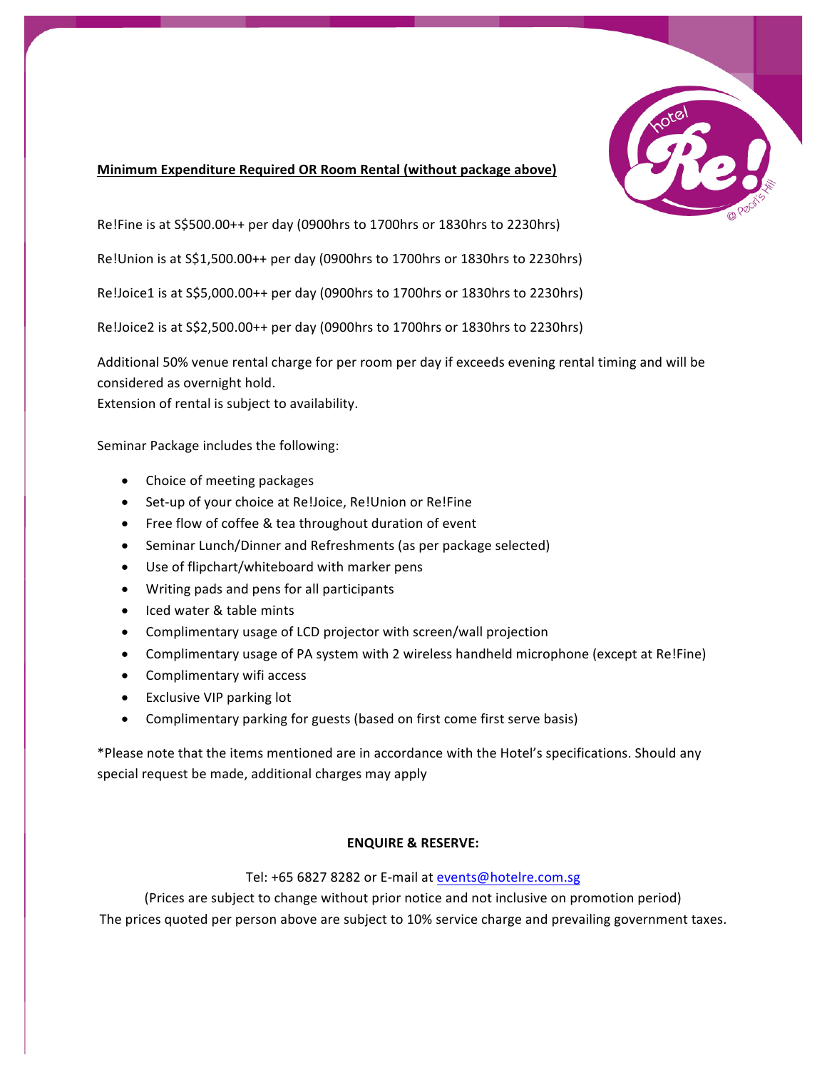**Minimum Expenditure Required OR Room Rental (without package above)**

Re!Fine is at S$500.00++ per day (0900hrs to 1700hrs or 1830hrs to 2230hrs)

Re!Union is at S$1,500.00++ per day (0900hrs to 1700hrs or 1830hrs to 2230hrs)

Re!Joice1 is at S$5,000.00++ per day (0900hrs to 1700hrs or 1830hrs to 2230hrs)

Re!Joice2 is at S$2,500.00++ per day (0900hrs to 1700hrs or 1830hrs to 2230hrs)

Additional 50% venue rental charge for per room per day if exceeds evening rental timing and will be considered as overnight hold.
Extension of rental is subject to availability.

Seminar Package includes the following:

- Choice of meeting packages
- Set-up of your choice at Re!Joice, Re!Union or Re!Fine
- Free flow of coffee & tea throughout duration of event
- Seminar Lunch/Dinner and Refreshments (as per package selected)
- Use of flipchart/whiteboard with marker pens
- Writing pads and pens for all participants
- Iced water & table mints
- Complimentary usage of LCD projector with screen/wall projection
- Complimentary usage of PA system with 2 wireless handheld microphone (except at Re!Fine)
- Complimentary wifi access
- Exclusive VIP parking lot
- Complimentary parking for guests (based on first come first serve basis)

*Please note that the items mentioned are in accordance with the Hotel's specifications. Should any special request be made, additional charges may apply

**ENQUIRE & RESERVE:**

Tel: +65 6827 8282 or E-mail at events@hotelre.com.sg

(Prices are subject to change without prior notice and not inclusive on promotion period)

The prices quoted per person above are subject to 10% service charge and prevailing government taxes.